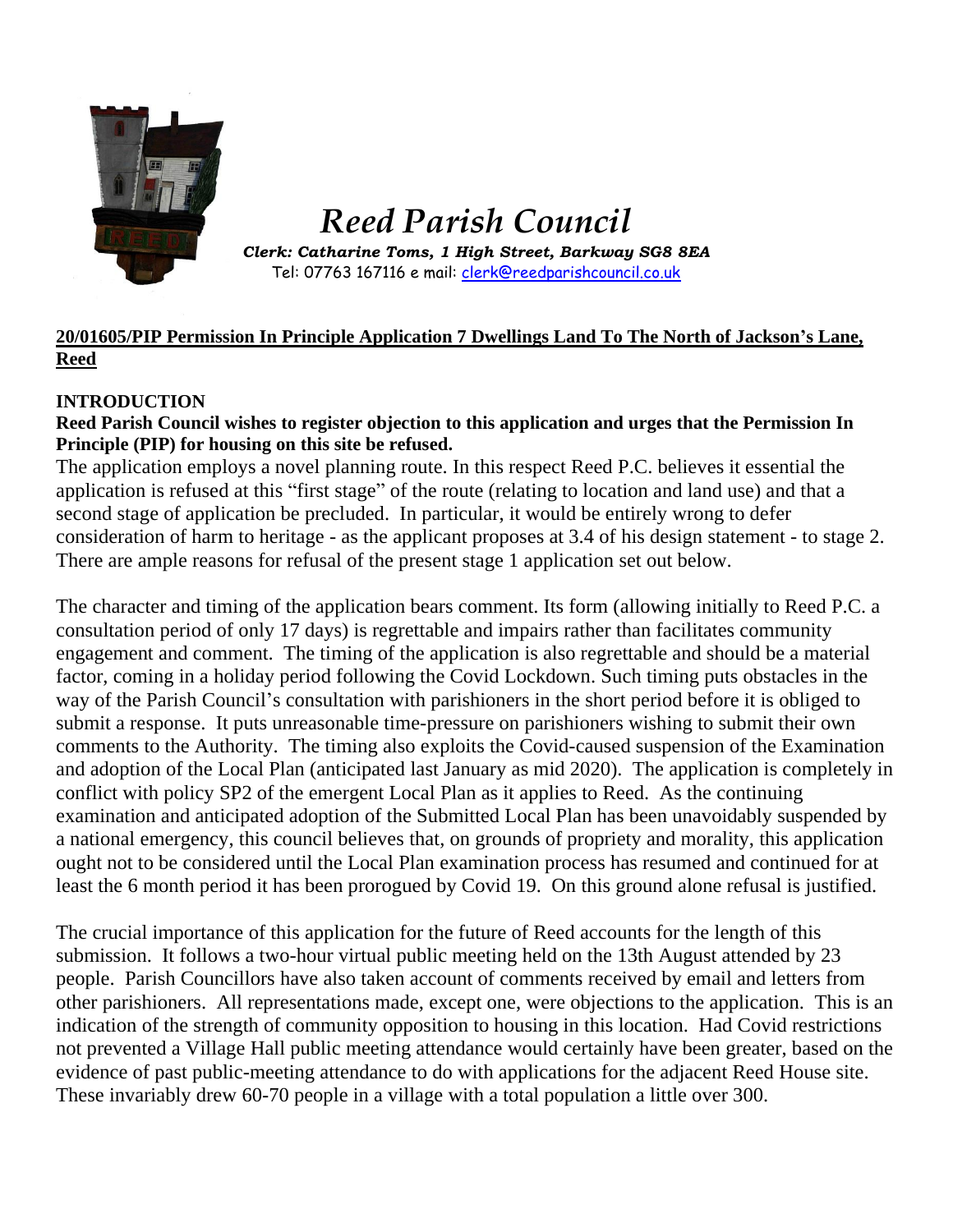# *Reed Parish Council*

***Clerk: Catharine Toms, 1 High Street, Barkway SG8 8EA***
Tel: 07763 167116 e mail: clerk@reedparishcouncil.co.uk

## 20/01605/PIP Permission In Principle Application 7 Dwellings Land To The North of Jackson's Lane, Reed

### INTRODUCTION

**Reed Parish Council wishes to register objection to this application and urges that the Permission In Principle (PIP) for housing on this site be refused.**

The application employs a novel planning route. In this respect Reed P.C. believes it essential the application is refused at this "first stage" of the route (relating to location and land use) and that a second stage of application be precluded. In particular, it would be entirely wrong to defer consideration of harm to heritage - as the applicant proposes at 3.4 of his design statement - to stage 2. There are ample reasons for refusal of the present stage 1 application set out below.

The character and timing of the application bears comment. Its form (allowing initially to Reed P.C. a consultation period of only 17 days) is regrettable and impairs rather than facilitates community engagement and comment. The timing of the application is also regrettable and should be a material factor, coming in a holiday period following the Covid Lockdown. Such timing puts obstacles in the way of the Parish Council's consultation with parishioners in the short period before it is obliged to submit a response. It puts unreasonable time-pressure on parishioners wishing to submit their own comments to the Authority. The timing also exploits the Covid-caused suspension of the Examination and adoption of the Local Plan (anticipated last January as mid 2020). The application is completely in conflict with policy SP2 of the emergent Local Plan as it applies to Reed. As the continuing examination and anticipated adoption of the Submitted Local Plan has been unavoidably suspended by a national emergency, this council believes that, on grounds of propriety and morality, this application ought not to be considered until the Local Plan examination process has resumed and continued for at least the 6 month period it has been prorogued by Covid 19. On this ground alone refusal is justified.

The crucial importance of this application for the future of Reed accounts for the length of this submission. It follows a two-hour virtual public meeting held on the 13th August attended by 23 people. Parish Councillors have also taken account of comments received by email and letters from other parishioners. All representations made, except one, were objections to the application. This is an indication of the strength of community opposition to housing in this location. Had Covid restrictions not prevented a Village Hall public meeting attendance would certainly have been greater, based on the evidence of past public-meeting attendance to do with applications for the adjacent Reed House site. These invariably drew 60-70 people in a village with a total population a little over 300.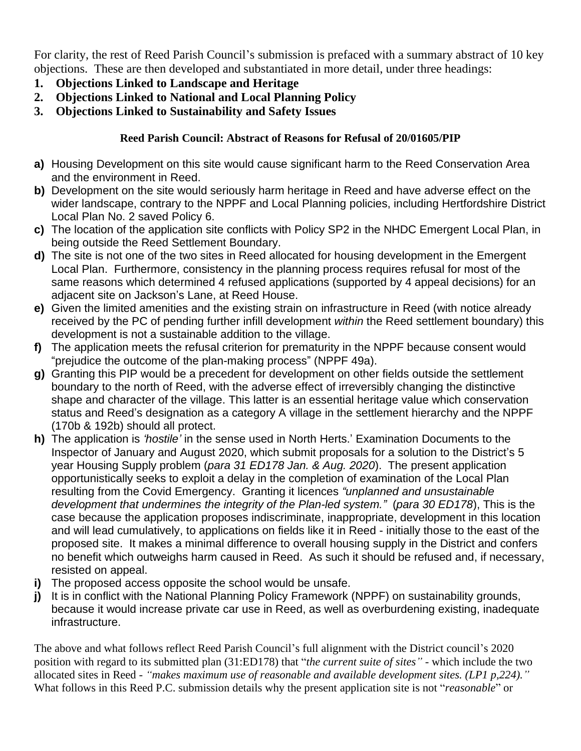For clarity, the rest of Reed Parish Council's submission is prefaced with a summary abstract of 10 key objections. These are then developed and substantiated in more detail, under three headings:

1. **Objections Linked to Landscape and Heritage**
2. **Objections Linked to National and Local Planning Policy**
3. **Objections Linked to Sustainability and Safety Issues**

**Reed Parish Council: Abstract of Reasons for Refusal of 20/01605/PIP**

**a)** Housing Development on this site would cause significant harm to the Reed Conservation Area and the environment in Reed.

**b)** Development on the site would seriously harm heritage in Reed and have adverse effect on the wider landscape, contrary to the NPPF and Local Planning policies, including Hertfordshire District Local Plan No. 2 saved Policy 6.

**c)** The location of the application site conflicts with Policy SP2 in the NHDC Emergent Local Plan, in being outside the Reed Settlement Boundary.

**d)** The site is not one of the two sites in Reed allocated for housing development in the Emergent Local Plan. Furthermore, consistency in the planning process requires refusal for most of the same reasons which determined 4 refused applications (supported by 4 appeal decisions) for an adjacent site on Jackson's Lane, at Reed House.

**e)** Given the limited amenities and the existing strain on infrastructure in Reed (with notice already received by the PC of pending further infill development *within* the Reed settlement boundary) this development is not a sustainable addition to the village.

**f)** The application meets the refusal criterion for prematurity in the NPPF because consent would "prejudice the outcome of the plan-making process" (NPPF 49a).

**g)** Granting this PIP would be a precedent for development on other fields outside the settlement boundary to the north of Reed, with the adverse effect of irreversibly changing the distinctive shape and character of the village. This latter is an essential heritage value which conservation status and Reed's designation as a category A village in the settlement hierarchy and the NPPF (170b & 192b) should all protect.

**h)** The application is *'hostile'* in the sense used in North Herts.' Examination Documents to the Inspector of January and August 2020, which submit proposals for a solution to the District's 5 year Housing Supply problem (*para 31 ED178 Jan. & Aug. 2020*). The present application opportunistically seeks to exploit a delay in the completion of examination of the Local Plan resulting from the Covid Emergency. Granting it licences *"unplanned and unsustainable development that undermines the integrity of the Plan-led system."* (*para 30 ED178*), This is the case because the application proposes indiscriminate, inappropriate, development in this location and will lead cumulatively, to applications on fields like it in Reed - initially those to the east of the proposed site. It makes a minimal difference to overall housing supply in the District and confers no benefit which outweighs harm caused in Reed. As such it should be refused and, if necessary, resisted on appeal.

**i)** The proposed access opposite the school would be unsafe.

**j)** It is in conflict with the National Planning Policy Framework (NPPF) on sustainability grounds, because it would increase private car use in Reed, as well as overburdening existing, inadequate infrastructure.

The above and what follows reflect Reed Parish Council's full alignment with the District council's 2020 position with regard to its submitted plan (31:ED178) that "*the current suite of sites"* - which include the two allocated sites in Reed - *"makes maximum use of reasonable and available development sites. (LP1 p,224)."* What follows in this Reed P.C. submission details why the present application site is not "*reasonable*" or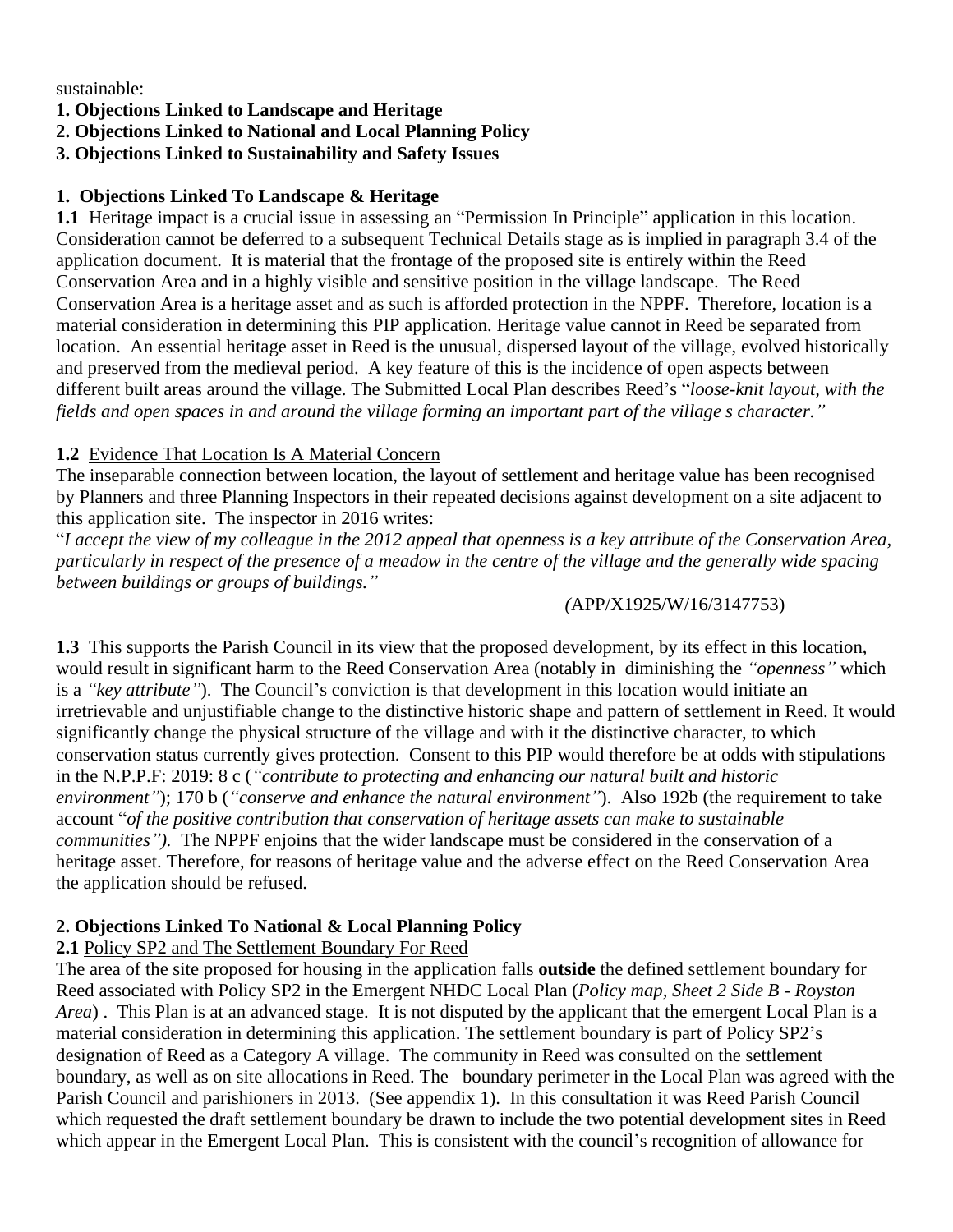sustainable:

**1. Objections Linked to Landscape and Heritage**

**2. Objections Linked to National and Local Planning Policy**

**3. Objections Linked to Sustainability and Safety Issues**

## 1. Objections Linked To Landscape & Heritage

**1.1** Heritage impact is a crucial issue in assessing an "Permission In Principle" application in this location. Consideration cannot be deferred to a subsequent Technical Details stage as is implied in paragraph 3.4 of the application document. It is material that the frontage of the proposed site is entirely within the Reed Conservation Area and in a highly visible and sensitive position in the village landscape. The Reed Conservation Area is a heritage asset and as such is afforded protection in the NPPF. Therefore, location is a material consideration in determining this PIP application. Heritage value cannot in Reed be separated from location. An essential heritage asset in Reed is the unusual, dispersed layout of the village, evolved historically and preserved from the medieval period. A key feature of this is the incidence of open aspects between different built areas around the village. The Submitted Local Plan describes Reed's "*loose-knit layout, with the fields and open spaces in and around the village forming an important part of the village s character."*

**1.2** Evidence That Location Is A Material Concern

The inseparable connection between location, the layout of settlement and heritage value has been recognised by Planners and three Planning Inspectors in their repeated decisions against development on a site adjacent to this application site. The inspector in 2016 writes:

"*I accept the view of my colleague in the 2012 appeal that openness is a key attribute of the Conservation Area, particularly in respect of the presence of a meadow in the centre of the village and the generally wide spacing between buildings or groups of buildings."*

*(*APP/X1925/W/16/3147753)

**1.3** This supports the Parish Council in its view that the proposed development, by its effect in this location, would result in significant harm to the Reed Conservation Area (notably in diminishing the *"openness"* which is a *"key attribute"*). The Council's conviction is that development in this location would initiate an irretrievable and unjustifiable change to the distinctive historic shape and pattern of settlement in Reed. It would significantly change the physical structure of the village and with it the distinctive character, to which conservation status currently gives protection. Consent to this PIP would therefore be at odds with stipulations in the N.P.P.F: 2019: 8 c (*"contribute to protecting and enhancing our natural built and historic environment"*); 170 b (*"conserve and enhance the natural environment"*). Also 192b (the requirement to take account "*of the positive contribution that conservation of heritage assets can make to sustainable communities").* The NPPF enjoins that the wider landscape must be considered in the conservation of a heritage asset. Therefore, for reasons of heritage value and the adverse effect on the Reed Conservation Area the application should be refused.

## 2. Objections Linked To National & Local Planning Policy

**2.1** Policy SP2 and The Settlement Boundary For Reed

The area of the site proposed for housing in the application falls **outside** the defined settlement boundary for Reed associated with Policy SP2 in the Emergent NHDC Local Plan (*Policy map, Sheet 2 Side B - Royston Area*) . This Plan is at an advanced stage. It is not disputed by the applicant that the emergent Local Plan is a material consideration in determining this application. The settlement boundary is part of Policy SP2's designation of Reed as a Category A village. The community in Reed was consulted on the settlement boundary, as well as on site allocations in Reed. The boundary perimeter in the Local Plan was agreed with the Parish Council and parishioners in 2013. (See appendix 1). In this consultation it was Reed Parish Council which requested the draft settlement boundary be drawn to include the two potential development sites in Reed which appear in the Emergent Local Plan. This is consistent with the council's recognition of allowance for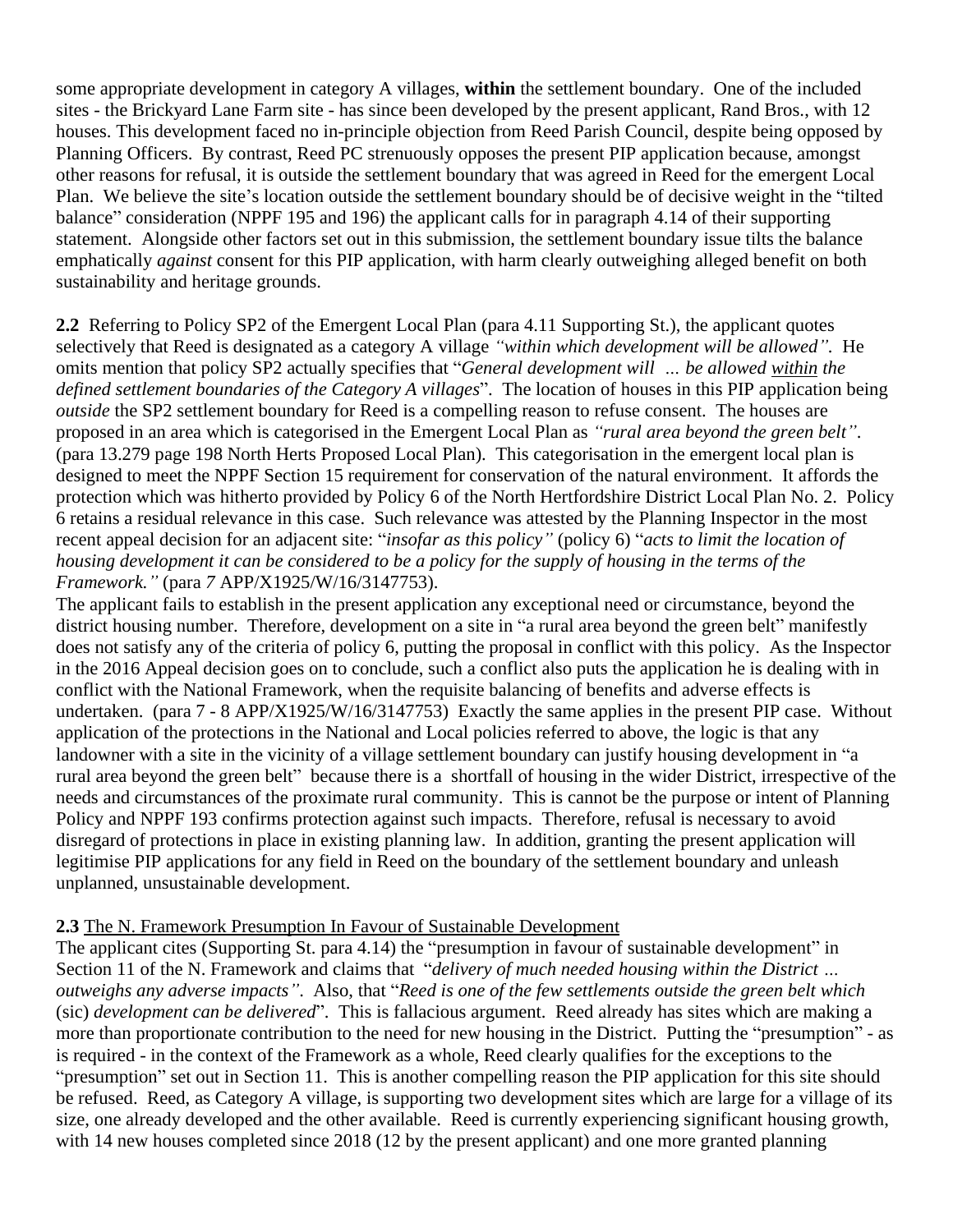some appropriate development in category A villages, **within** the settlement boundary. One of the included sites - the Brickyard Lane Farm site - has since been developed by the present applicant, Rand Bros., with 12 houses. This development faced no in-principle objection from Reed Parish Council, despite being opposed by Planning Officers. By contrast, Reed PC strenuously opposes the present PIP application because, amongst other reasons for refusal, it is outside the settlement boundary that was agreed in Reed for the emergent Local Plan. We believe the site's location outside the settlement boundary should be of decisive weight in the "tilted balance" consideration (NPPF 195 and 196) the applicant calls for in paragraph 4.14 of their supporting statement. Alongside other factors set out in this submission, the settlement boundary issue tilts the balance emphatically *against* consent for this PIP application, with harm clearly outweighing alleged benefit on both sustainability and heritage grounds.

**2.2** Referring to Policy SP2 of the Emergent Local Plan (para 4.11 Supporting St.), the applicant quotes selectively that Reed is designated as a category A village *"within which development will be allowed"*. He omits mention that policy SP2 actually specifies that "*General development will ... be allowed <u>within</u> the defined settlement boundaries of the Category A villages*". The location of houses in this PIP application being *outside* the SP2 settlement boundary for Reed is a compelling reason to refuse consent. The houses are proposed in an area which is categorised in the Emergent Local Plan as *"rural area beyond the green belt"*. (para 13.279 page 198 North Herts Proposed Local Plan). This categorisation in the emergent local plan is designed to meet the NPPF Section 15 requirement for conservation of the natural environment. It affords the protection which was hitherto provided by Policy 6 of the North Hertfordshire District Local Plan No. 2. Policy 6 retains a residual relevance in this case. Such relevance was attested by the Planning Inspector in the most recent appeal decision for an adjacent site: "*insofar as this policy"* (policy 6) "*acts to limit the location of housing development it can be considered to be a policy for the supply of housing in the terms of the Framework."* (para *7* APP/X1925/W/16/3147753).

The applicant fails to establish in the present application any exceptional need or circumstance, beyond the district housing number. Therefore, development on a site in "a rural area beyond the green belt" manifestly does not satisfy any of the criteria of policy 6, putting the proposal in conflict with this policy. As the Inspector in the 2016 Appeal decision goes on to conclude, such a conflict also puts the application he is dealing with in conflict with the National Framework, when the requisite balancing of benefits and adverse effects is undertaken. (para 7 - 8 APP/X1925/W/16/3147753) Exactly the same applies in the present PIP case. Without application of the protections in the National and Local policies referred to above, the logic is that any landowner with a site in the vicinity of a village settlement boundary can justify housing development in "a rural area beyond the green belt" because there is a shortfall of housing in the wider District, irrespective of the needs and circumstances of the proximate rural community. This is cannot be the purpose or intent of Planning Policy and NPPF 193 confirms protection against such impacts. Therefore, refusal is necessary to avoid disregard of protections in place in existing planning law. In addition, granting the present application will legitimise PIP applications for any field in Reed on the boundary of the settlement boundary and unleash unplanned, unsustainable development.

**2.3** <u>The N. Framework Presumption In Favour of Sustainable Development</u>

The applicant cites (Supporting St. para 4.14) the "presumption in favour of sustainable development" in Section 11 of the N. Framework and claims that "*delivery of much needed housing within the District ... outweighs any adverse impacts"*. Also, that "*Reed is one of the few settlements outside the green belt which* (sic) *development can be delivered*". This is fallacious argument. Reed already has sites which are making a more than proportionate contribution to the need for new housing in the District. Putting the "presumption" - as is required - in the context of the Framework as a whole, Reed clearly qualifies for the exceptions to the "presumption" set out in Section 11. This is another compelling reason the PIP application for this site should be refused. Reed, as Category A village, is supporting two development sites which are large for a village of its size, one already developed and the other available. Reed is currently experiencing significant housing growth, with 14 new houses completed since 2018 (12 by the present applicant) and one more granted planning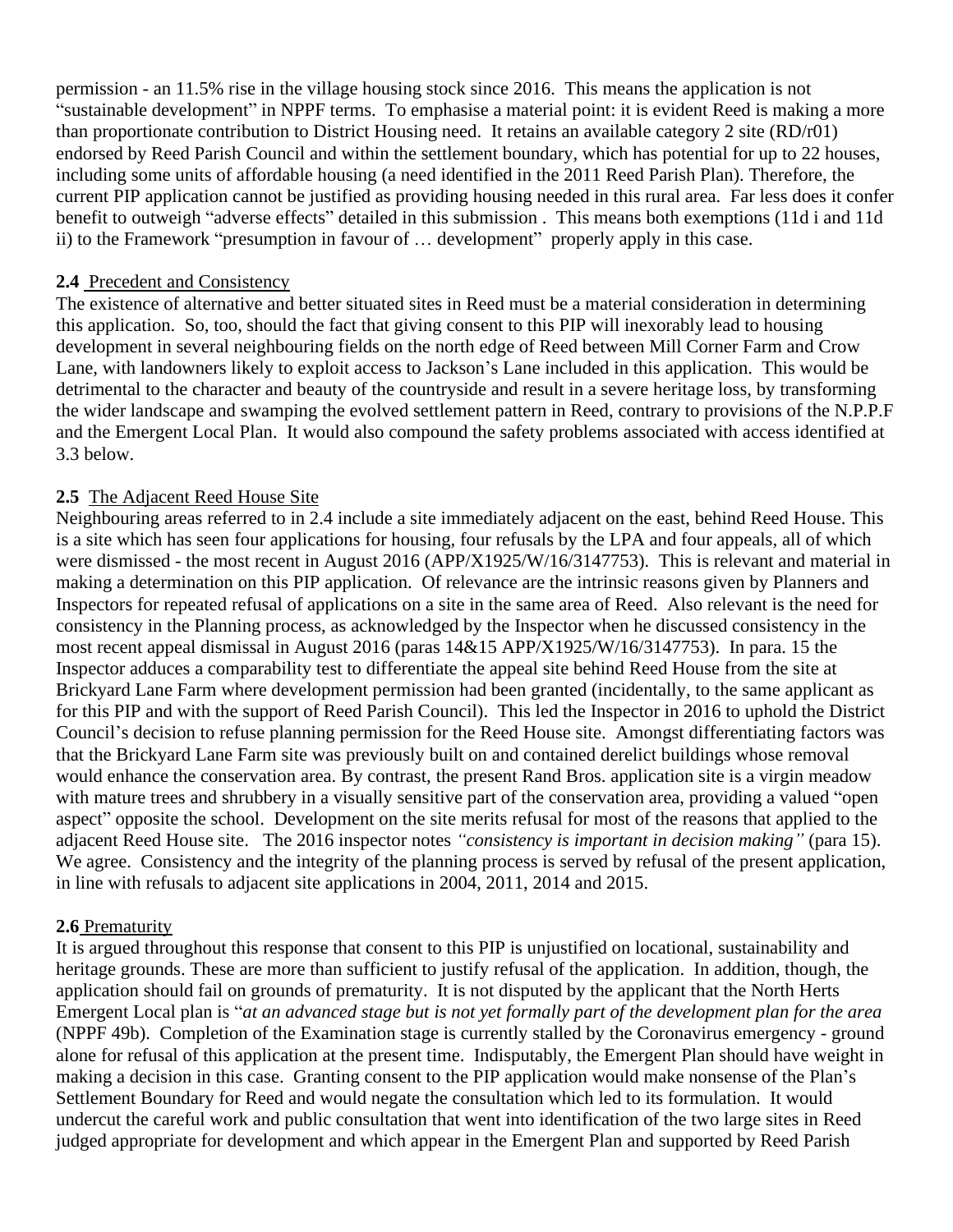permission - an 11.5% rise in the village housing stock since 2016. This means the application is not "sustainable development" in NPPF terms. To emphasise a material point: it is evident Reed is making a more than proportionate contribution to District Housing need. It retains an available category 2 site (RD/r01) endorsed by Reed Parish Council and within the settlement boundary, which has potential for up to 22 houses, including some units of affordable housing (a need identified in the 2011 Reed Parish Plan). Therefore, the current PIP application cannot be justified as providing housing needed in this rural area. Far less does it confer benefit to outweigh "adverse effects" detailed in this submission . This means both exemptions (11d i and 11d ii) to the Framework "presumption in favour of … development" properly apply in this case.

**2.4** Precedent and Consistency

The existence of alternative and better situated sites in Reed must be a material consideration in determining this application. So, too, should the fact that giving consent to this PIP will inexorably lead to housing development in several neighbouring fields on the north edge of Reed between Mill Corner Farm and Crow Lane, with landowners likely to exploit access to Jackson's Lane included in this application. This would be detrimental to the character and beauty of the countryside and result in a severe heritage loss, by transforming the wider landscape and swamping the evolved settlement pattern in Reed, contrary to provisions of the N.P.P.F and the Emergent Local Plan. It would also compound the safety problems associated with access identified at 3.3 below.

**2.5** The Adjacent Reed House Site

Neighbouring areas referred to in 2.4 include a site immediately adjacent on the east, behind Reed House. This is a site which has seen four applications for housing, four refusals by the LPA and four appeals, all of which were dismissed - the most recent in August 2016 (APP/X1925/W/16/3147753). This is relevant and material in making a determination on this PIP application. Of relevance are the intrinsic reasons given by Planners and Inspectors for repeated refusal of applications on a site in the same area of Reed. Also relevant is the need for consistency in the Planning process, as acknowledged by the Inspector when he discussed consistency in the most recent appeal dismissal in August 2016 (paras 14&15 APP/X1925/W/16/3147753). In para. 15 the Inspector adduces a comparability test to differentiate the appeal site behind Reed House from the site at Brickyard Lane Farm where development permission had been granted (incidentally, to the same applicant as for this PIP and with the support of Reed Parish Council). This led the Inspector in 2016 to uphold the District Council's decision to refuse planning permission for the Reed House site. Amongst differentiating factors was that the Brickyard Lane Farm site was previously built on and contained derelict buildings whose removal would enhance the conservation area. By contrast, the present Rand Bros. application site is a virgin meadow with mature trees and shrubbery in a visually sensitive part of the conservation area, providing a valued "open aspect" opposite the school. Development on the site merits refusal for most of the reasons that applied to the adjacent Reed House site. The 2016 inspector notes *"consistency is important in decision making"* (para 15). We agree. Consistency and the integrity of the planning process is served by refusal of the present application, in line with refusals to adjacent site applications in 2004, 2011, 2014 and 2015.

**2.6** Prematurity

It is argued throughout this response that consent to this PIP is unjustified on locational, sustainability and heritage grounds. These are more than sufficient to justify refusal of the application. In addition, though, the application should fail on grounds of prematurity. It is not disputed by the applicant that the North Herts Emergent Local plan is "*at an advanced stage but is not yet formally part of the development plan for the area* (NPPF 49b). Completion of the Examination stage is currently stalled by the Coronavirus emergency - ground alone for refusal of this application at the present time. Indisputably, the Emergent Plan should have weight in making a decision in this case. Granting consent to the PIP application would make nonsense of the Plan's Settlement Boundary for Reed and would negate the consultation which led to its formulation. It would undercut the careful work and public consultation that went into identification of the two large sites in Reed judged appropriate for development and which appear in the Emergent Plan and supported by Reed Parish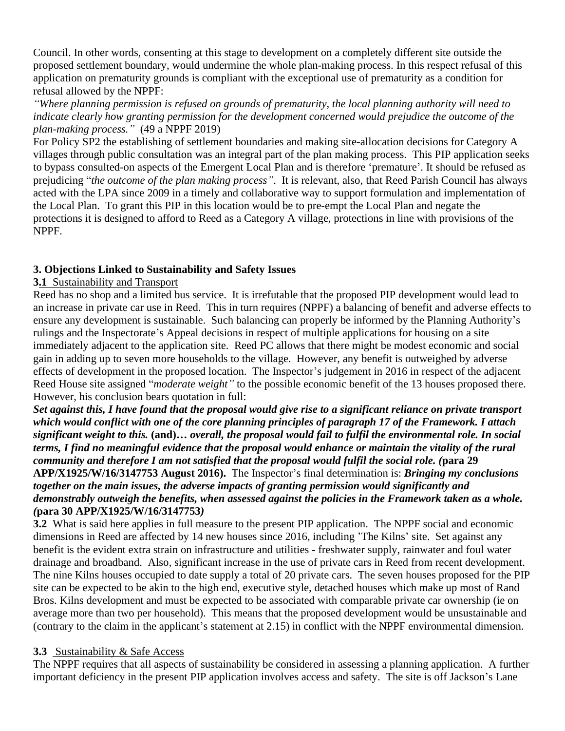Council. In other words, consenting at this stage to development on a completely different site outside the proposed settlement boundary, would undermine the whole plan-making process. In this respect refusal of this application on prematurity grounds is compliant with the exceptional use of prematurity as a condition for refusal allowed by the NPPF:

*"Where planning permission is refused on grounds of prematurity, the local planning authority will need to indicate clearly how granting permission for the development concerned would prejudice the outcome of the plan-making process."* (49 a NPPF 2019)

For Policy SP2 the establishing of settlement boundaries and making site-allocation decisions for Category A villages through public consultation was an integral part of the plan making process. This PIP application seeks to bypass consulted-on aspects of the Emergent Local Plan and is therefore 'premature'. It should be refused as prejudicing "*the outcome of the plan making process"*. It is relevant, also, that Reed Parish Council has always acted with the LPA since 2009 in a timely and collaborative way to support formulation and implementation of the Local Plan. To grant this PIP in this location would be to pre-empt the Local Plan and negate the protections it is designed to afford to Reed as a Category A village, protections in line with provisions of the NPPF.

### 3. Objections Linked to Sustainability and Safety Issues

**3.1** Sustainability and Transport

Reed has no shop and a limited bus service. It is irrefutable that the proposed PIP development would lead to an increase in private car use in Reed. This in turn requires (NPPF) a balancing of benefit and adverse effects to ensure any development is sustainable. Such balancing can properly be informed by the Planning Authority's rulings and the Inspectorate's Appeal decisions in respect of multiple applications for housing on a site immediately adjacent to the application site. Reed PC allows that there might be modest economic and social gain in adding up to seven more households to the village. However, any benefit is outweighed by adverse effects of development in the proposed location. The Inspector's judgement in 2016 in respect of the adjacent Reed House site assigned "*moderate weight"* to the possible economic benefit of the 13 houses proposed there. However, his conclusion bears quotation in full:

***Set against this, I have found that the proposal would give rise to a significant reliance on private transport which would conflict with one of the core planning principles of paragraph 17 of the Framework. I attach significant weight to this.* (and)*… overall, the proposal would fail to fulfil the environmental role. In social terms, I find no meaningful evidence that the proposal would enhance or maintain the vitality of the rural community and therefore I am not satisfied that the proposal would fulfil the social role. (*para 29 APP/X1925/W/16/3147753 August 2016).** The Inspector's final determination is: ***Bringing my conclusions together on the main issues, the adverse impacts of granting permission would significantly and demonstrably outweigh the benefits, when assessed against the policies in the Framework taken as a whole. (*para 30 APP/X1925/W/16/3147753*)***

**3.2** What is said here applies in full measure to the present PIP application. The NPPF social and economic dimensions in Reed are affected by 14 new houses since 2016, including 'The Kilns' site. Set against any benefit is the evident extra strain on infrastructure and utilities - freshwater supply, rainwater and foul water drainage and broadband. Also, significant increase in the use of private cars in Reed from recent development. The nine Kilns houses occupied to date supply a total of 20 private cars. The seven houses proposed for the PIP site can be expected to be akin to the high end, executive style, detached houses which make up most of Rand Bros. Kilns development and must be expected to be associated with comparable private car ownership (ie on average more than two per household). This means that the proposed development would be unsustainable and (contrary to the claim in the applicant's statement at 2.15) in conflict with the NPPF environmental dimension.

**3.3** Sustainability & Safe Access

The NPPF requires that all aspects of sustainability be considered in assessing a planning application. A further important deficiency in the present PIP application involves access and safety. The site is off Jackson's Lane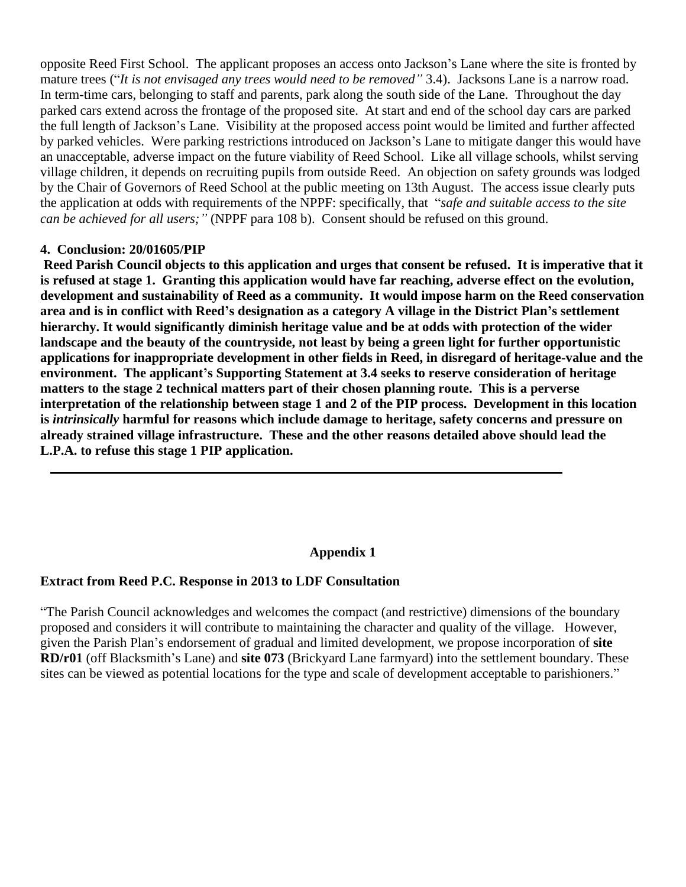opposite Reed First School. The applicant proposes an access onto Jackson's Lane where the site is fronted by mature trees ("*It is not envisaged any trees would need to be removed"* 3.4). Jacksons Lane is a narrow road. In term-time cars, belonging to staff and parents, park along the south side of the Lane. Throughout the day parked cars extend across the frontage of the proposed site. At start and end of the school day cars are parked the full length of Jackson's Lane. Visibility at the proposed access point would be limited and further affected by parked vehicles. Were parking restrictions introduced on Jackson's Lane to mitigate danger this would have an unacceptable, adverse impact on the future viability of Reed School. Like all village schools, whilst serving village children, it depends on recruiting pupils from outside Reed. An objection on safety grounds was lodged by the Chair of Governors of Reed School at the public meeting on 13th August. The access issue clearly puts the application at odds with requirements of the NPPF: specifically, that "*safe and suitable access to the site can be achieved for all users;"* (NPPF para 108 b). Consent should be refused on this ground.

**4. Conclusion: 20/01605/PIP**

**Reed Parish Council objects to this application and urges that consent be refused. It is imperative that it is refused at stage 1. Granting this application would have far reaching, adverse effect on the evolution, development and sustainability of Reed as a community. It would impose harm on the Reed conservation area and is in conflict with Reed's designation as a category A village in the District Plan's settlement hierarchy. It would significantly diminish heritage value and be at odds with protection of the wider landscape and the beauty of the countryside, not least by being a green light for further opportunistic applications for inappropriate development in other fields in Reed, in disregard of heritage-value and the environment. The applicant's Supporting Statement at 3.4 seeks to reserve consideration of heritage matters to the stage 2 technical matters part of their chosen planning route. This is a perverse interpretation of the relationship between stage 1 and 2 of the PIP process. Development in this location is *intrinsically* harmful for reasons which include damage to heritage, safety concerns and pressure on already strained village infrastructure. These and the other reasons detailed above should lead the L.P.A. to refuse this stage 1 PIP application.**

---

**Appendix 1**

**Extract from Reed P.C. Response in 2013 to LDF Consultation**

"The Parish Council acknowledges and welcomes the compact (and restrictive) dimensions of the boundary proposed and considers it will contribute to maintaining the character and quality of the village. However, given the Parish Plan's endorsement of gradual and limited development, we propose incorporation of **site RD/r01** (off Blacksmith's Lane) and **site 073** (Brickyard Lane farmyard) into the settlement boundary. These sites can be viewed as potential locations for the type and scale of development acceptable to parishioners."